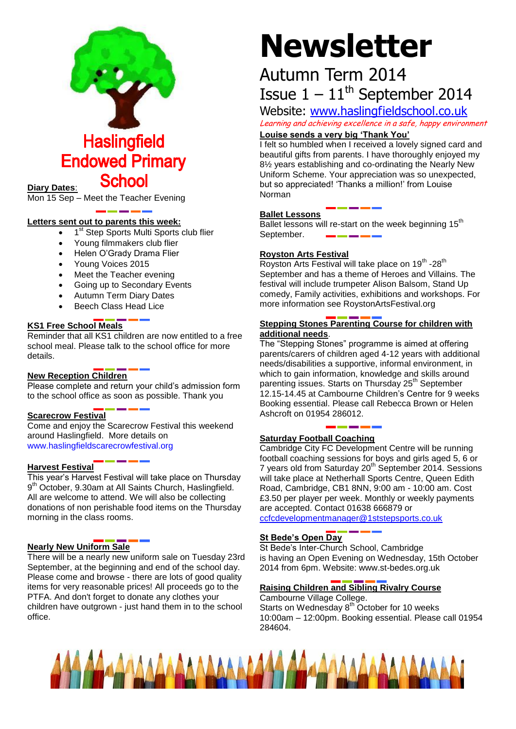# Newsletter

## Autumn Term 2014

## Issue 1 – 11th September 2014

Website: www.haslingfieldschool.co.uk

*Learning and achieving excellence in a safe, happy environment*

# Haslingfield Endowed Primary School

**Diary Dates**:

Mon 15 Sep – Meet the Teacher Evening

**Letters sent out to parents this week:**

- 1st Step Sports Multi Sports club flier
- Young filmmakers club flier
- Helen O'Grady Drama Flier
- Young Voices 2015
- Meet the Teacher evening
- Going up to Secondary Events
- Autumn Term Diary Dates
- Beech Class Head Lice

**KS1 Free School Meals**

Reminder that all KS1 children are now entitled to a free school meal. Please talk to the school office for more details.

**New Reception Children**

Please complete and return your child's admission form to the school office as soon as possible. Thank you

**Scarecrow Festival**

Come and enjoy the Scarecrow Festival this weekend around Haslingfield. More details on www.haslingfieldscarecrowfestival.org

**Harvest Festival**

This year's Harvest Festival will take place on Thursday 9th October, 9.30am at All Saints Church, Haslingfield. All are welcome to attend. We will also be collecting donations of non perishable food items on the Thursday morning in the class rooms.

**Nearly New Uniform Sale**

There will be a nearly new uniform sale on Tuesday 23rd September, at the beginning and end of the school day. Please come and browse - there are lots of good quality items for very reasonable prices! All proceeds go to the PTFA. And don't forget to donate any clothes your children have outgrown - just hand them in to the school office.

**Louise sends a very big 'Thank You'**

I felt so humbled when I received a lovely signed card and beautiful gifts from parents. I have thoroughly enjoyed my 8½ years establishing and co-ordinating the Nearly New Uniform Scheme. Your appreciation was so unexpected, but so appreciated! 'Thanks a million!' from Louise Norman

**Ballet Lessons**

Ballet lessons will re-start on the week beginning 15th September.

**Royston Arts Festival**

Royston Arts Festival will take place on 19th -28th September and has a theme of Heroes and Villains. The festival will include trumpeter Alison Balsom, Stand Up comedy, Family activities, exhibitions and workshops. For more information see RoystonArtsFestival.org

**Stepping Stones Parenting Course for children with additional needs**.

The "Stepping Stones" programme is aimed at offering parents/carers of children aged 4-12 years with additional needs/disabilities a supportive, informal environment, in which to gain information, knowledge and skills around parenting issues. Starts on Thursday 25th September 12.15-14.45 at Cambourne Children's Centre for 9 weeks Booking essential. Please call Rebecca Brown or Helen Ashcroft on 01954 286012.

**Saturday Football Coaching**

Cambridge City FC Development Centre will be running football coaching sessions for boys and girls aged 5, 6 or 7 years old from Saturday 20th September 2014. Sessions will take place at Netherhall Sports Centre, Queen Edith Road, Cambridge, CB1 8NN, 9:00 am - 10:00 am. Cost £3.50 per player per week. Monthly or weekly payments are accepted. Contact 01638 666879 or ccfcdevelopmentmanager@1ststepsports.co.uk

**St Bede's Open Day**

St Bede's Inter-Church School, Cambridge is having an Open Evening on Wednesday, 15th October 2014 from 6pm. Website: www.st-bedes.org.uk

**Raising Children and Sibling Rivalry Course**

Cambourne Village College.
Starts on Wednesday 8th October for 10 weeks 10:00am – 12:00pm. Booking essential. Please call 01954 284604.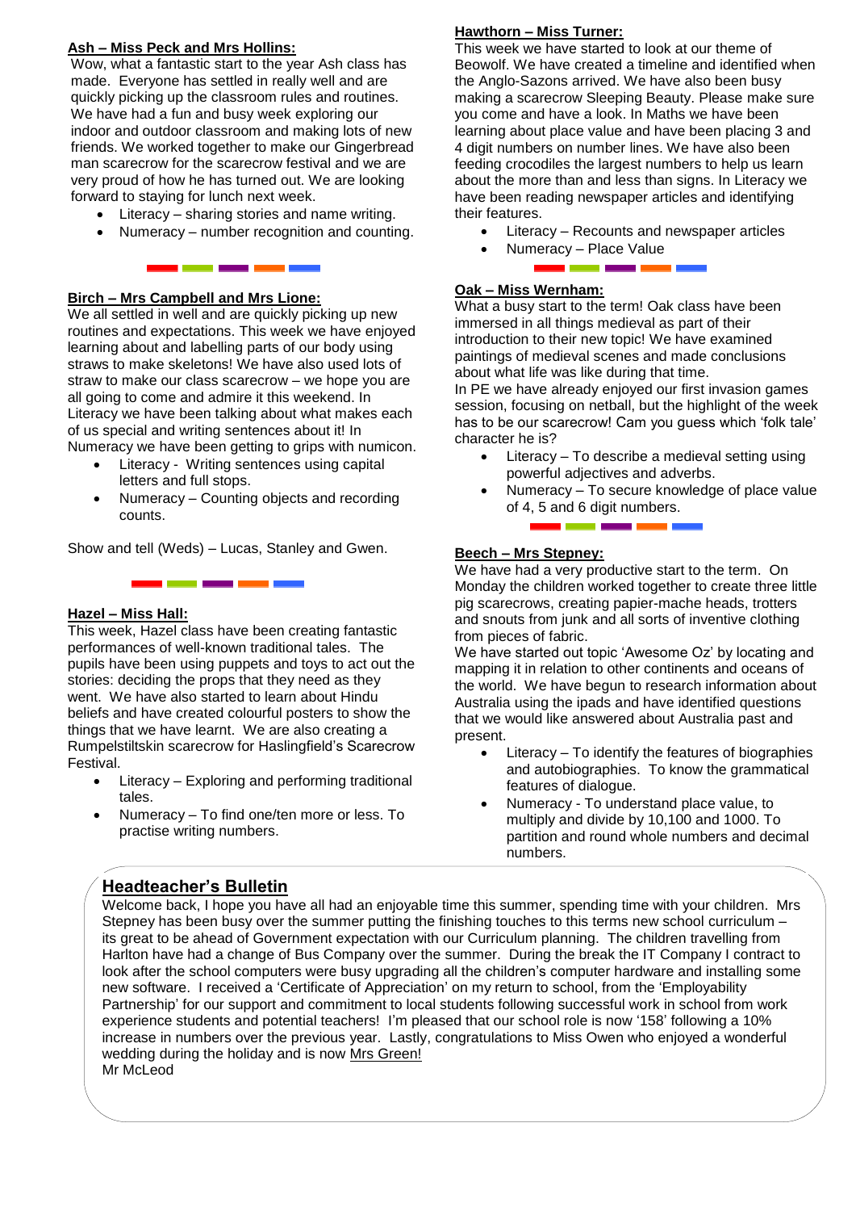## Ash – Miss Peck and Mrs Hollins:

Wow, what a fantastic start to the year Ash class has made. Everyone has settled in really well and are quickly picking up the classroom rules and routines. We have had a fun and busy week exploring our indoor and outdoor classroom and making lots of new friends. We worked together to make our Gingerbread man scarecrow for the scarecrow festival and we are very proud of how he has turned out. We are looking forward to staying for lunch next week.

- Literacy – sharing stories and name writing.
- Numeracy – number recognition and counting.

## Birch – Mrs Campbell and Mrs Lione:

We all settled in well and are quickly picking up new routines and expectations. This week we have enjoyed learning about and labelling parts of our body using straws to make skeletons! We have also used lots of straw to make our class scarecrow – we hope you are all going to come and admire it this weekend. In Literacy we have been talking about what makes each of us special and writing sentences about it! In Numeracy we have been getting to grips with numicon.

- Literacy - Writing sentences using capital letters and full stops.
- Numeracy – Counting objects and recording counts.

Show and tell (Weds) – Lucas, Stanley and Gwen.

## Hazel – Miss Hall:

This week, Hazel class have been creating fantastic performances of well-known traditional tales. The pupils have been using puppets and toys to act out the stories: deciding the props that they need as they went. We have also started to learn about Hindu beliefs and have created colourful posters to show the things that we have learnt. We are also creating a Rumpelstiltskin scarecrow for Haslingfield's Scarecrow Festival.

- Literacy – Exploring and performing traditional tales.
- Numeracy – To find one/ten more or less. To practise writing numbers.

## Hawthorn – Miss Turner:

This week we have started to look at our theme of Beowolf. We have created a timeline and identified when the Anglo-Sazons arrived. We have also been busy making a scarecrow Sleeping Beauty. Please make sure you come and have a look. In Maths we have been learning about place value and have been placing 3 and 4 digit numbers on number lines. We have also been feeding crocodiles the largest numbers to help us learn about the more than and less than signs. In Literacy we have been reading newspaper articles and identifying their features.

- Literacy – Recounts and newspaper articles
- Numeracy – Place Value

## Oak – Miss Wernham:

What a busy start to the term! Oak class have been immersed in all things medieval as part of their introduction to their new topic! We have examined paintings of medieval scenes and made conclusions about what life was like during that time.

In PE we have already enjoyed our first invasion games session, focusing on netball, but the highlight of the week has to be our scarecrow! Cam you guess which 'folk tale' character he is?

- Literacy – To describe a medieval setting using powerful adjectives and adverbs.
- Numeracy – To secure knowledge of place value of 4, 5 and 6 digit numbers.

## Beech – Mrs Stepney:

We have had a very productive start to the term. On Monday the children worked together to create three little pig scarecrows, creating papier-mache heads, trotters and snouts from junk and all sorts of inventive clothing from pieces of fabric.

We have started out topic 'Awesome Oz' by locating and mapping it in relation to other continents and oceans of the world. We have begun to research information about Australia using the ipads and have identified questions that we would like answered about Australia past and present.

- Literacy – To identify the features of biographies and autobiographies. To know the grammatical features of dialogue.
- Numeracy - To understand place value, to multiply and divide by 10,100 and 1000. To partition and round whole numbers and decimal numbers.

## Headteacher's Bulletin

Welcome back, I hope you have all had an enjoyable time this summer, spending time with your children. Mrs Stepney has been busy over the summer putting the finishing touches to this terms new school curriculum – its great to be ahead of Government expectation with our Curriculum planning. The children travelling from Harlton have had a change of Bus Company over the summer. During the break the IT Company I contract to look after the school computers were busy upgrading all the children's computer hardware and installing some new software. I received a 'Certificate of Appreciation' on my return to school, from the 'Employability Partnership' for our support and commitment to local students following successful work in school from work experience students and potential teachers! I'm pleased that our school role is now '158' following a 10% increase in numbers over the previous year. Lastly, congratulations to Miss Owen who enjoyed a wonderful wedding during the holiday and is now Mrs Green!

Mr McLeod